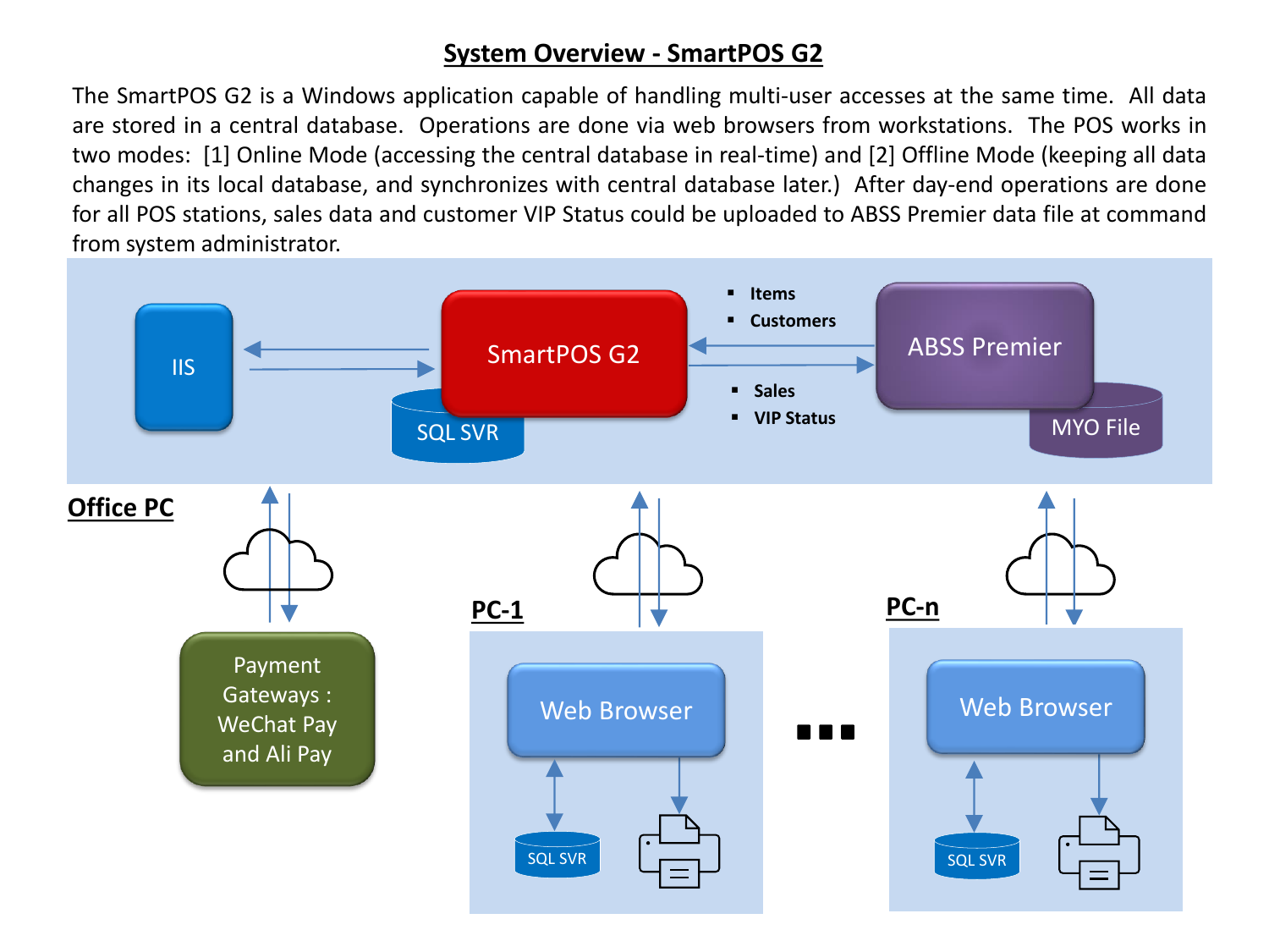# System Overview - SmartPOS G2

The SmartPOS G2 is a Windows application capable of handling multi-user accesses at the same time. All data are stored in a central database. Operations are done via web browsers from workstations. The POS works in two modes: [1] Online Mode (accessing the central database in real-time) and [2] Offline Mode (keeping all data changes in its local database, and synchronizes with central database later.) After day-end operations are done for all POS stations, sales data and customer VIP Status could be uploaded to ABSS Premier data file at command from system administrator.

IIS

SmartPOS G2

SQL SVR

- Items
- Customers

ABSS Premier

MYO File

- Sales
- VIP Status

**Office PC**

Payment Gateways : WeChat Pay and Ali Pay

**PC-1**

Web Browser

SQL SVR

**PC-n**

Web Browser

SQL SVR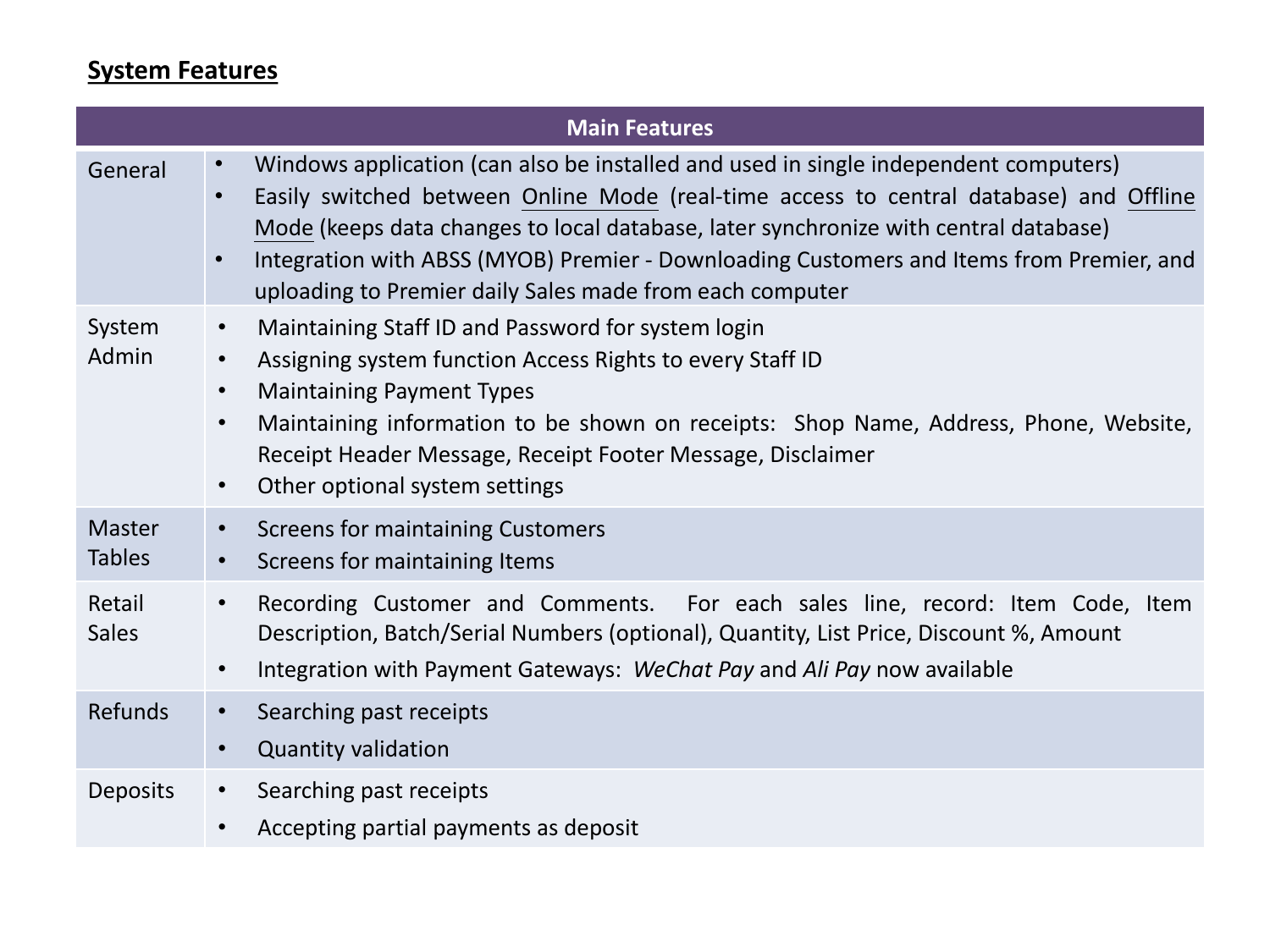## System Features

| Main Features | |
|---|---|
| General | • Windows application (can also be installed and used in single independent computers)<br>• Easily switched between Online Mode (real-time access to central database) and Offline Mode (keeps data changes to local database, later synchronize with central database)<br>• Integration with ABSS (MYOB) Premier - Downloading Customers and Items from Premier, and uploading to Premier daily Sales made from each computer |
| System Admin | • Maintaining Staff ID and Password for system login<br>• Assigning system function Access Rights to every Staff ID<br>• Maintaining Payment Types<br>• Maintaining information to be shown on receipts: Shop Name, Address, Phone, Website, Receipt Header Message, Receipt Footer Message, Disclaimer<br>• Other optional system settings |
| Master Tables | • Screens for maintaining Customers<br>• Screens for maintaining Items |
| Retail Sales | • Recording Customer and Comments. For each sales line, record: Item Code, Item Description, Batch/Serial Numbers (optional), Quantity, List Price, Discount %, Amount<br>• Integration with Payment Gateways: *WeChat Pay* and *Ali Pay* now available |
| Refunds | • Searching past receipts<br>• Quantity validation |
| Deposits | • Searching past receipts<br>• Accepting partial payments as deposit |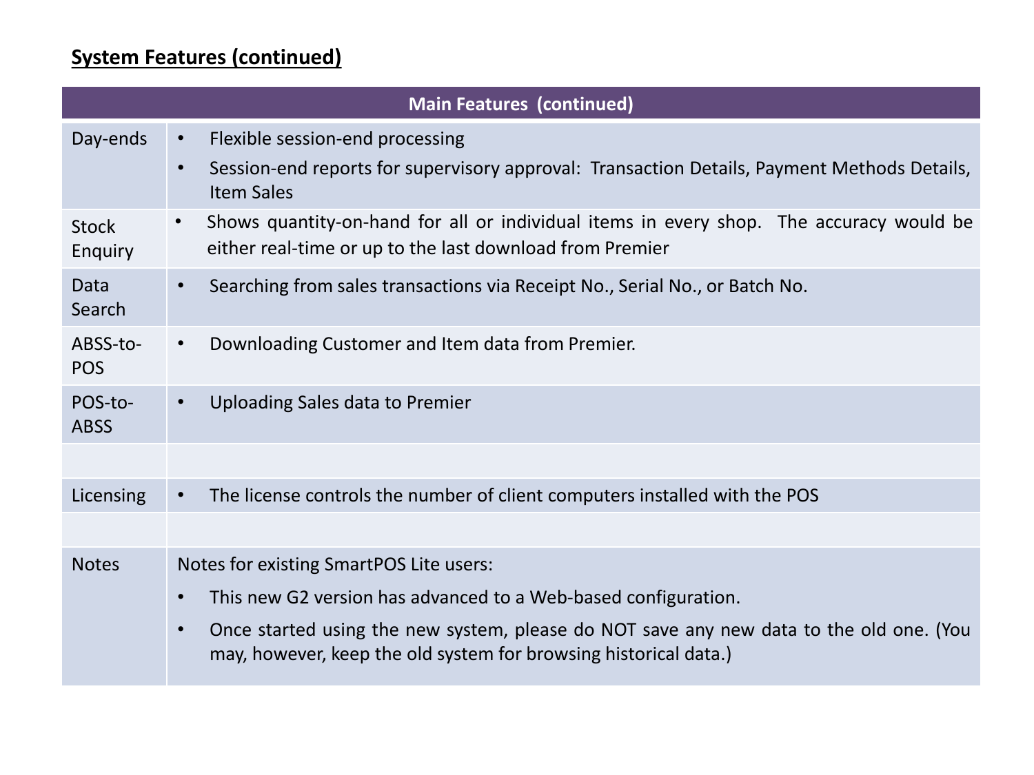## System Features (continued)

| Main Features (continued) | |
|---|---|
| Day-ends | • Flexible session-end processing<br>• Session-end reports for supervisory approval: Transaction Details, Payment Methods Details, Item Sales |
| Stock Enquiry | • Shows quantity-on-hand for all or individual items in every shop. The accuracy would be either real-time or up to the last download from Premier |
| Data Search | • Searching from sales transactions via Receipt No., Serial No., or Batch No. |
| ABSS-to-POS | • Downloading Customer and Item data from Premier. |
| POS-to-ABSS | • Uploading Sales data to Premier |
| | |
| Licensing | • The license controls the number of client computers installed with the POS |
| | |
| Notes | Notes for existing SmartPOS Lite users:<br>• This new G2 version has advanced to a Web-based configuration.<br>• Once started using the new system, please do NOT save any new data to the old one. (You may, however, keep the old system for browsing historical data.) |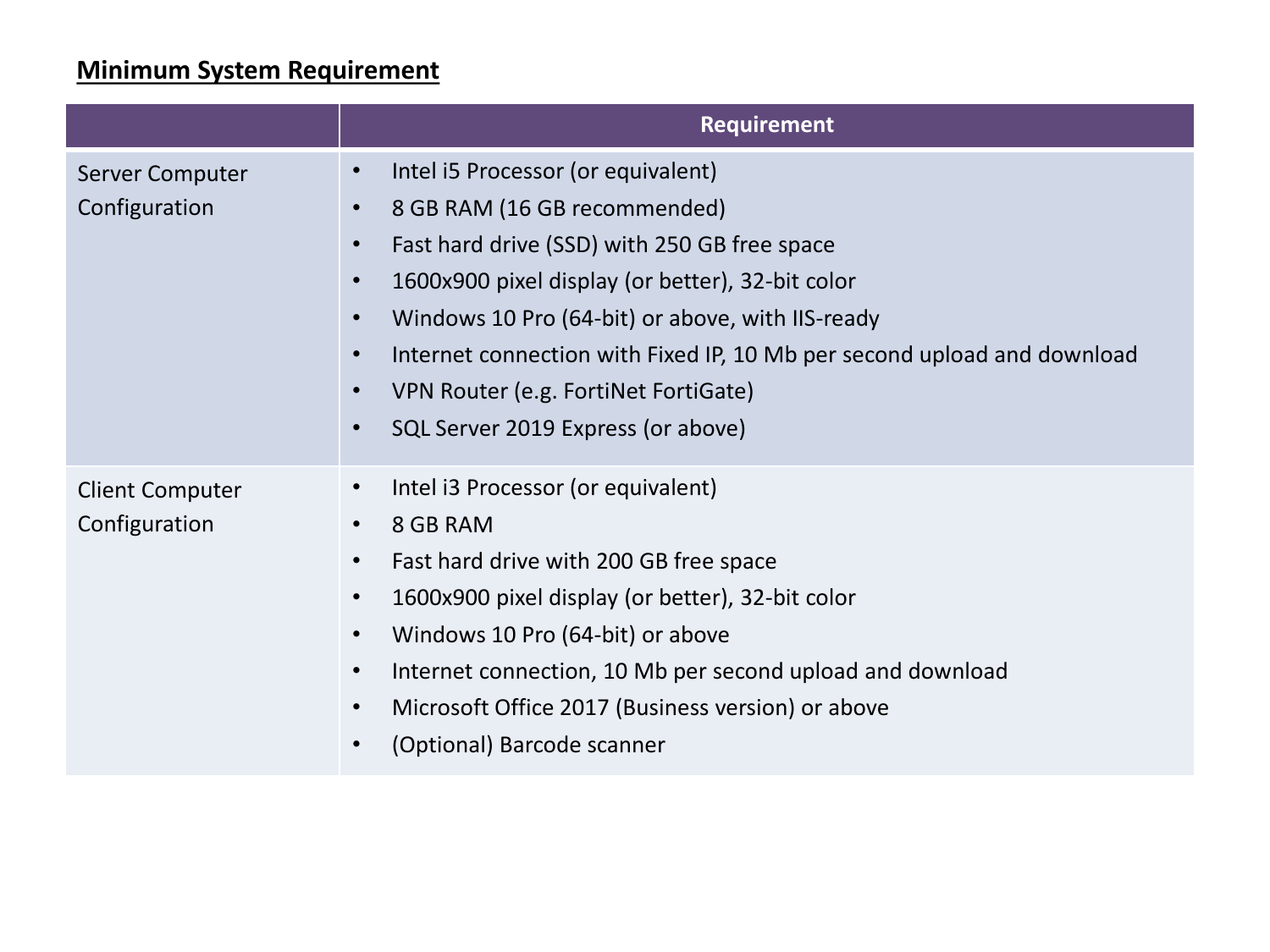**Minimum System Requirement**

| | Requirement |
|---|---|
| Server Computer Configuration | • Intel i5 Processor (or equivalent)<br>• 8 GB RAM (16 GB recommended)<br>• Fast hard drive (SSD) with 250 GB free space<br>• 1600x900 pixel display (or better), 32-bit color<br>• Windows 10 Pro (64-bit) or above, with IIS-ready<br>• Internet connection with Fixed IP, 10 Mb per second upload and download<br>• VPN Router (e.g. FortiNet FortiGate)<br>• SQL Server 2019 Express (or above) |
| Client Computer Configuration | • Intel i3 Processor (or equivalent)<br>• 8 GB RAM<br>• Fast hard drive with 200 GB free space<br>• 1600x900 pixel display (or better), 32-bit color<br>• Windows 10 Pro (64-bit) or above<br>• Internet connection, 10 Mb per second upload and download<br>• Microsoft Office 2017 (Business version) or above<br>• (Optional) Barcode scanner |